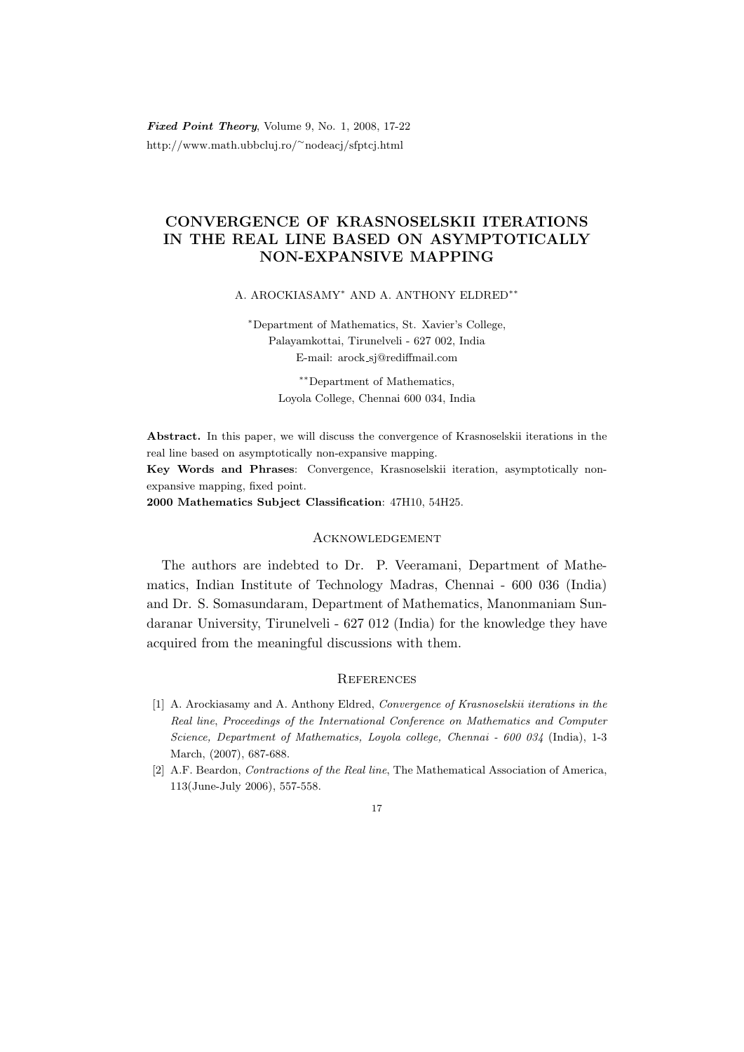# CONVERGENCE OF KRASNOSELSKII ITERATIONS IN THE REAL LINE BASED ON ASYMPTOTICALLY NON-EXPANSIVE MAPPING

A. AROCKIASAMY[*] AND A. ANTHONY ELDRED[**]

[*]Department of Mathematics, St. Xavier's College,
Palayamkottai, Tirunelveli - 627 002, India
E-mail: arock_sj@rediffmail.com

[**]Department of Mathematics,
Loyola College, Chennai 600 034, India

**Abstract.** In this paper, we will discuss the convergence of Krasnoselskii iterations in the real line based on asymptotically non-expansive mapping.

**Key Words and Phrases**: Convergence, Krasnoselskii iteration, asymptotically non-expansive mapping, fixed point.

**2000 Mathematics Subject Classification**: 47H10, 54H25.

## Acknowledgement

The authors are indebted to Dr. P. Veeramani, Department of Mathematics, Indian Institute of Technology Madras, Chennai - 600 036 (India) and Dr. S. Somasundaram, Department of Mathematics, Manonmaniam Sundaranar University, Tirunelveli - 627 012 (India) for the knowledge they have acquired from the meaningful discussions with them.

## References

[1] A. Arockiasamy and A. Anthony Eldred, *Convergence of Krasnoselskii iterations in the Real line*, *Proceedings of the International Conference on Mathematics and Computer Science, Department of Mathematics, Loyola college, Chennai - 600 034* (India), 1-3 March, (2007), 687-688.

[2] A.F. Beardon, *Contractions of the Real line*, The Mathematical Association of America, 113(June-July 2006), 557-558.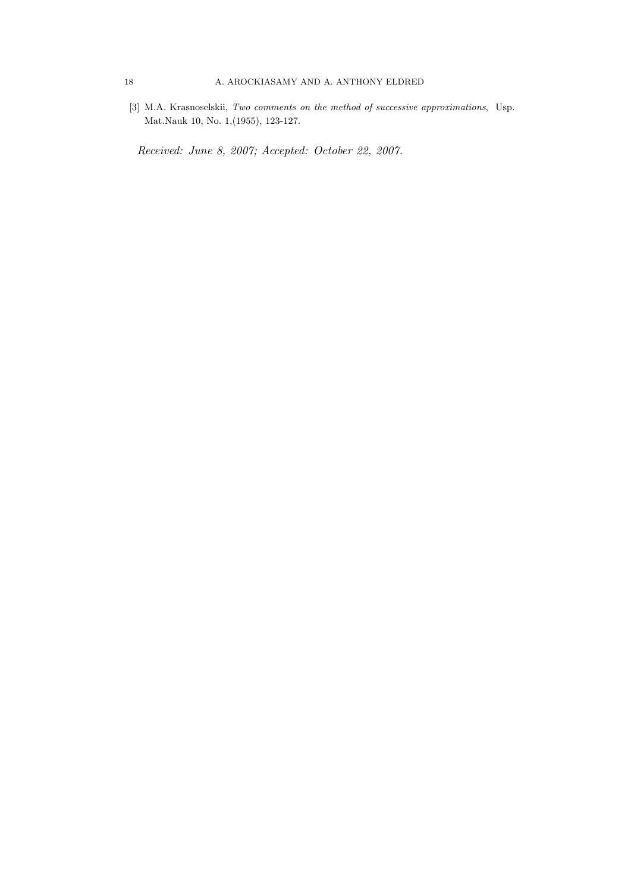[3] M.A. Krasnoselskii, *Two comments on the method of successive approximations*, Usp. Mat.Nauk 10, No. 1,(1955), 123-127.

*Received: June 8, 2007; Accepted: October 22, 2007.*